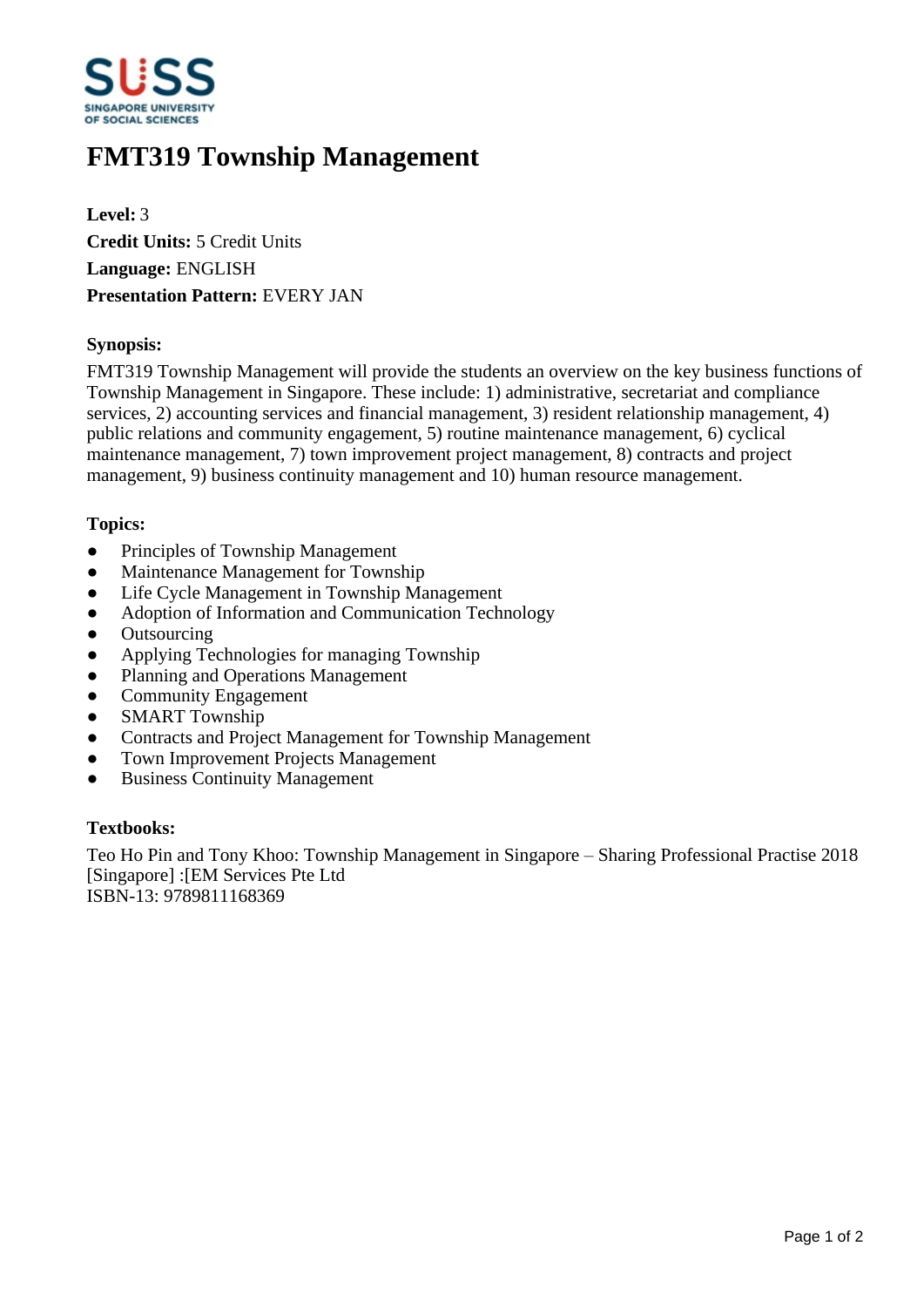# FMT319 Township Management

**Level:** 3
**Credit Units:** 5 Credit Units
**Language:** ENGLISH
**Presentation Pattern:** EVERY JAN

### Synopsis:

FMT319 Township Management will provide the students an overview on the key business functions of Township Management in Singapore. These include: 1) administrative, secretariat and compliance services, 2) accounting services and financial management, 3) resident relationship management, 4) public relations and community engagement, 5) routine maintenance management, 6) cyclical maintenance management, 7) town improvement project management, 8) contracts and project management, 9) business continuity management and 10) human resource management.

### Topics:

- Principles of Township Management
- Maintenance Management for Township
- Life Cycle Management in Township Management
- Adoption of Information and Communication Technology
- Outsourcing
- Applying Technologies for managing Township
- Planning and Operations Management
- Community Engagement
- SMART Township
- Contracts and Project Management for Township Management
- Town Improvement Projects Management
- Business Continuity Management

### Textbooks:

Teo Ho Pin and Tony Khoo: Township Management in Singapore – Sharing Professional Practise 2018
[Singapore] :[EM Services Pte Ltd
ISBN-13: 9789811168369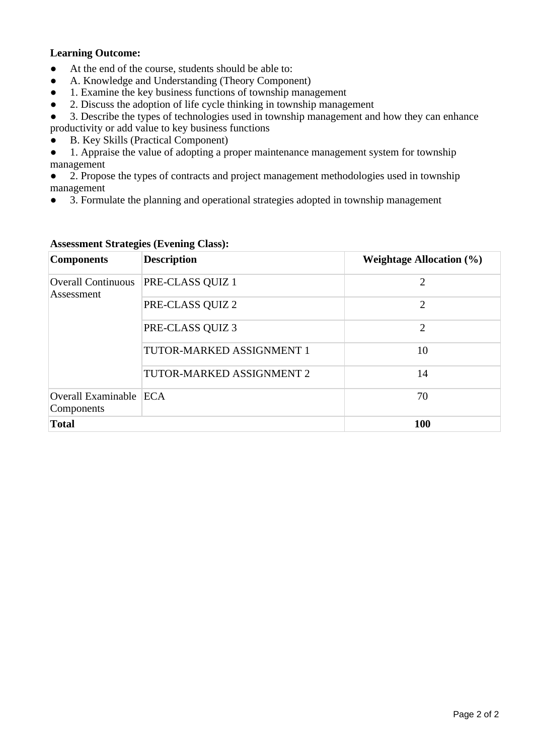**Learning Outcome:**

- At the end of the course, students should be able to:
- A. Knowledge and Understanding (Theory Component)
- 1. Examine the key business functions of township management
- 2. Discuss the adoption of life cycle thinking in township management
- 3. Describe the types of technologies used in township management and how they can enhance productivity or add value to key business functions
- B. Key Skills (Practical Component)
- 1. Appraise the value of adopting a proper maintenance management system for township management
- 2. Propose the types of contracts and project management methodologies used in township management
- 3. Formulate the planning and operational strategies adopted in township management

**Assessment Strategies (Evening Class):**

| **Components** | **Description** | **Weightage Allocation (%)** |
|---|---|---|
| Overall Continuous Assessment | PRE-CLASS QUIZ 1 | 2 |
| | PRE-CLASS QUIZ 2 | 2 |
| | PRE-CLASS QUIZ 3 | 2 |
| | TUTOR-MARKED ASSIGNMENT 1 | 10 |
| | TUTOR-MARKED ASSIGNMENT 2 | 14 |
| Overall Examinable Components | ECA | 70 |
| **Total** | | **100** |